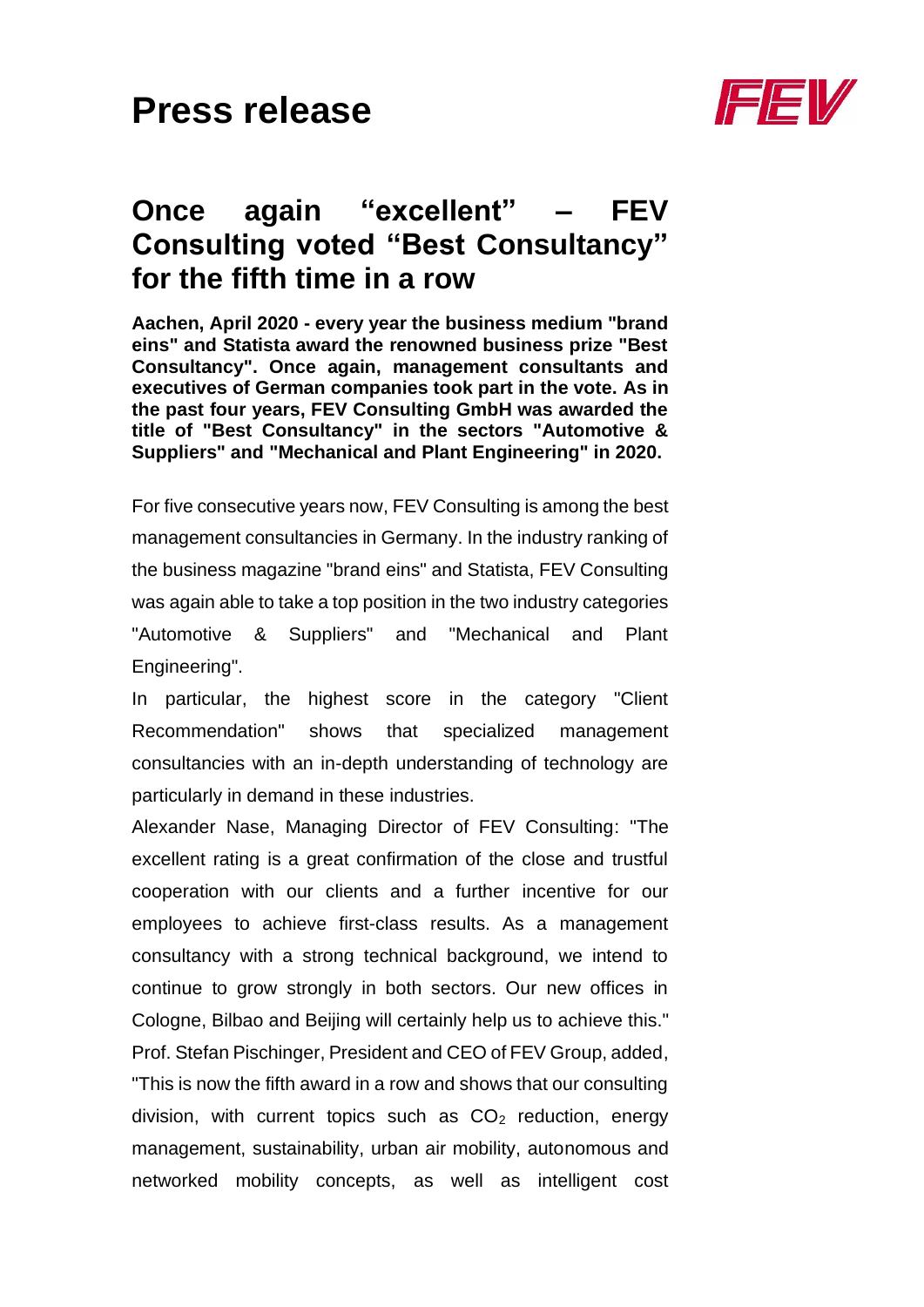# Press release

## Once again "excellent" – FEV Consulting voted "Best Consultancy" for the fifth time in a row

**Aachen, April 2020 - every year the business medium "brand eins" and Statista award the renowned business prize "Best Consultancy". Once again, management consultants and executives of German companies took part in the vote. As in the past four years, FEV Consulting GmbH was awarded the title of "Best Consultancy" in the sectors "Automotive & Suppliers" and "Mechanical and Plant Engineering" in 2020.**

For five consecutive years now, FEV Consulting is among the best management consultancies in Germany. In the industry ranking of the business magazine "brand eins" and Statista, FEV Consulting was again able to take a top position in the two industry categories "Automotive & Suppliers" and "Mechanical and Plant Engineering".

In particular, the highest score in the category "Client Recommendation" shows that specialized management consultancies with an in-depth understanding of technology are particularly in demand in these industries.

Alexander Nase, Managing Director of FEV Consulting: "The excellent rating is a great confirmation of the close and trustful cooperation with our clients and a further incentive for our employees to achieve first-class results. As a management consultancy with a strong technical background, we intend to continue to grow strongly in both sectors. Our new offices in Cologne, Bilbao and Beijing will certainly help us to achieve this."

Prof. Stefan Pischinger, President and CEO of FEV Group, added, "This is now the fifth award in a row and shows that our consulting division, with current topics such as $CO_2$ reduction, energy management, sustainability, urban air mobility, autonomous and networked mobility concepts, as well as intelligent cost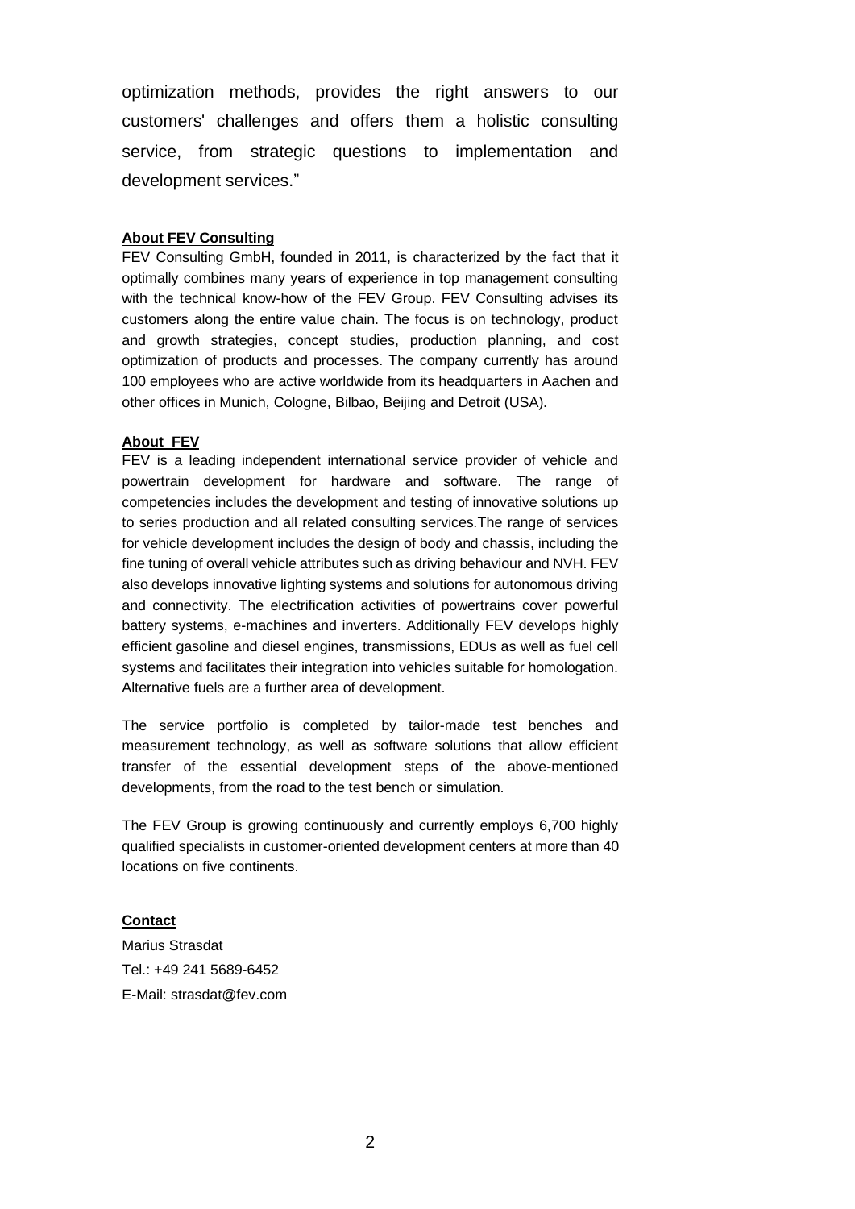optimization methods, provides the right answers to our customers' challenges and offers them a holistic consulting service, from strategic questions to implementation and development services."

**About FEV Consulting**

FEV Consulting GmbH, founded in 2011, is characterized by the fact that it optimally combines many years of experience in top management consulting with the technical know-how of the FEV Group. FEV Consulting advises its customers along the entire value chain. The focus is on technology, product and growth strategies, concept studies, production planning, and cost optimization of products and processes. The company currently has around 100 employees who are active worldwide from its headquarters in Aachen and other offices in Munich, Cologne, Bilbao, Beijing and Detroit (USA).

**About FEV**

FEV is a leading independent international service provider of vehicle and powertrain development for hardware and software. The range of competencies includes the development and testing of innovative solutions up to series production and all related consulting services.The range of services for vehicle development includes the design of body and chassis, including the fine tuning of overall vehicle attributes such as driving behaviour and NVH. FEV also develops innovative lighting systems and solutions for autonomous driving and connectivity. The electrification activities of powertrains cover powerful battery systems, e-machines and inverters. Additionally FEV develops highly efficient gasoline and diesel engines, transmissions, EDUs as well as fuel cell systems and facilitates their integration into vehicles suitable for homologation. Alternative fuels are a further area of development.

The service portfolio is completed by tailor-made test benches and measurement technology, as well as software solutions that allow efficient transfer of the essential development steps of the above-mentioned developments, from the road to the test bench or simulation.

The FEV Group is growing continuously and currently employs 6,700 highly qualified specialists in customer-oriented development centers at more than 40 locations on five continents.

**Contact**

Marius Strasdat
Tel.: +49 241 5689-6452
E-Mail: strasdat@fev.com